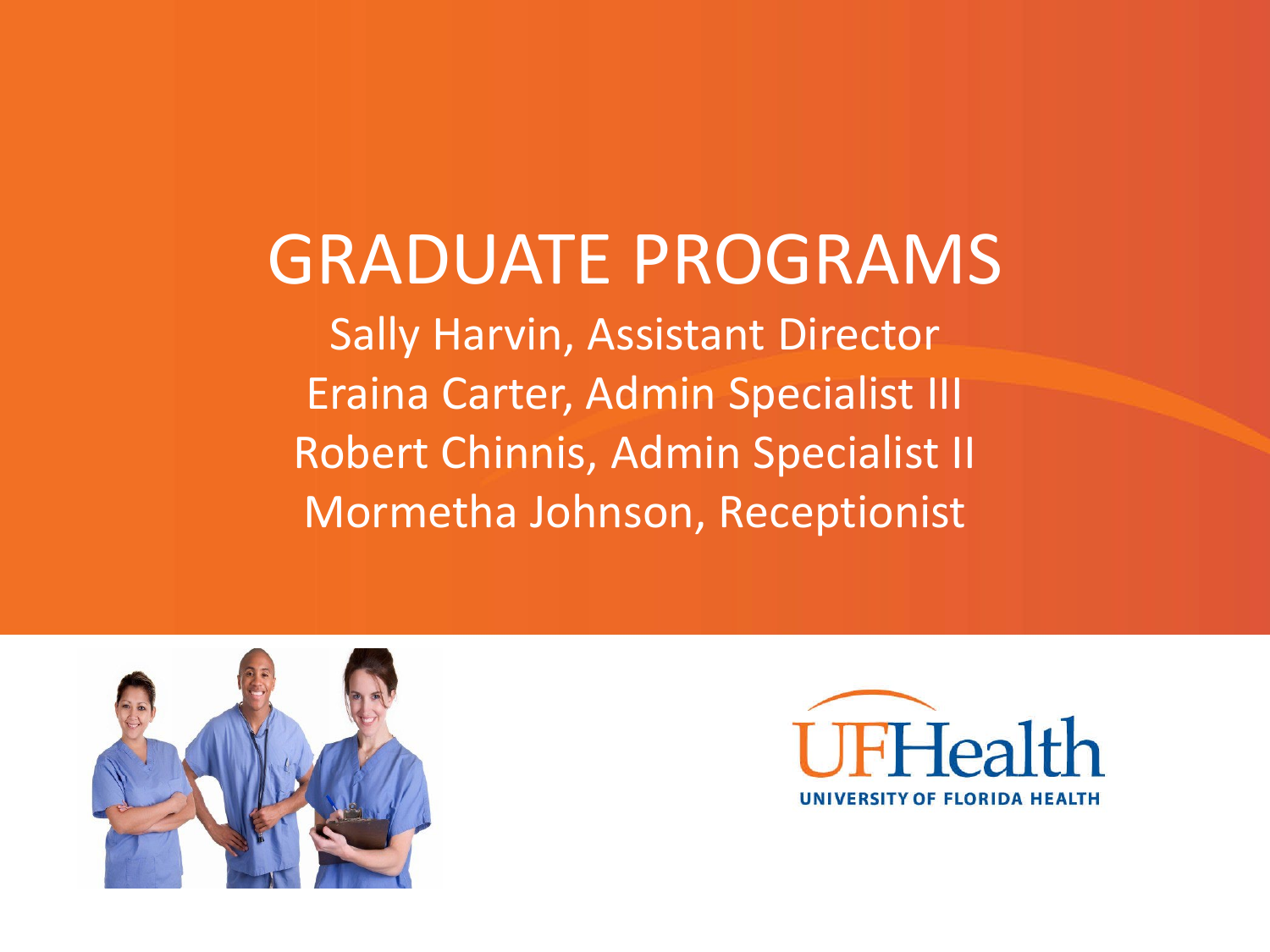# GRADUATE PROGRAMS

Sally Harvin, Assistant Director

Eraina Carter, Admin Specialist III

Robert Chinnis, Admin Specialist II

Mormetha Johnson, Receptionist

UFHealth

UNIVERSITY OF FLORIDA HEALTH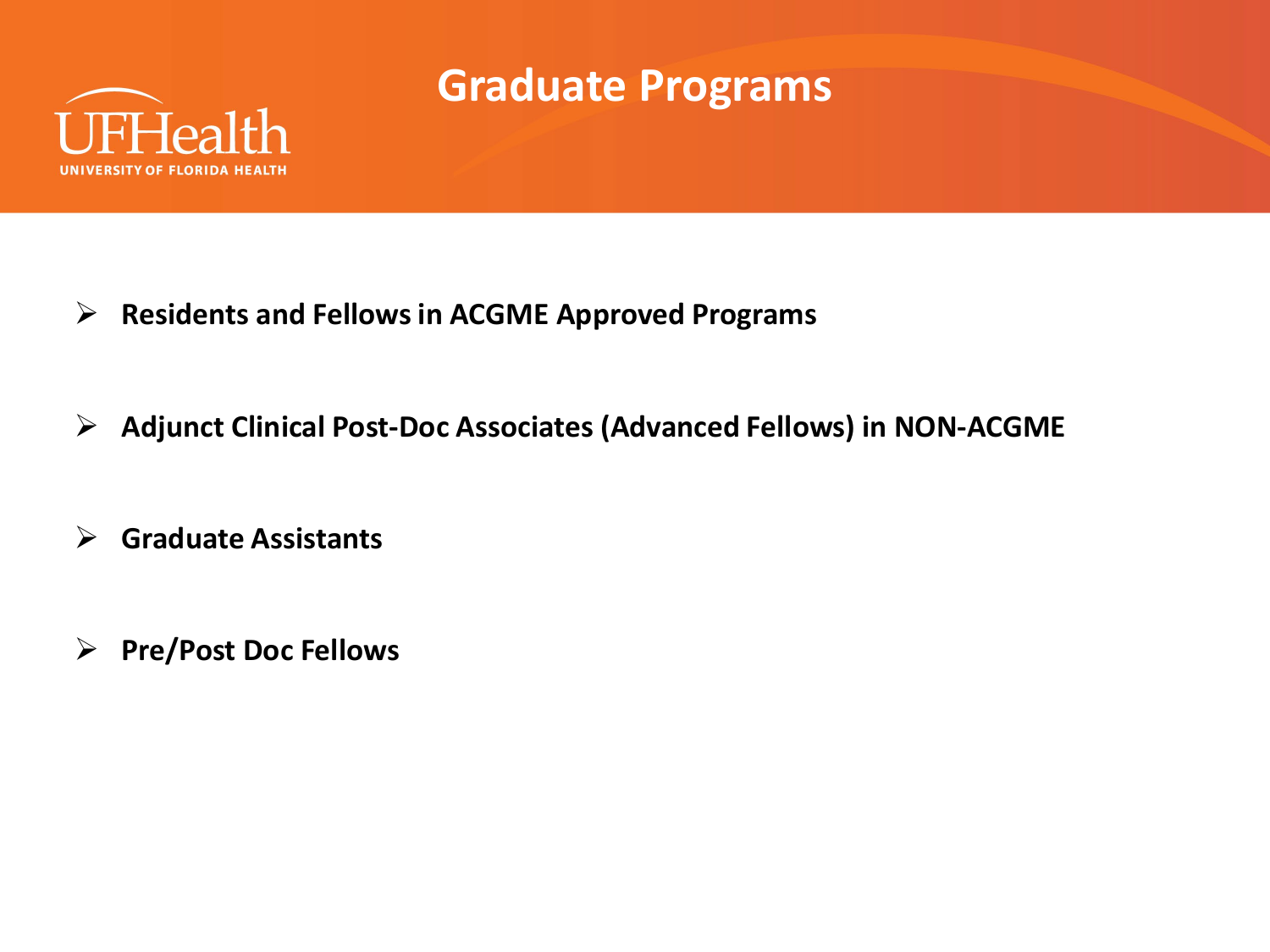# Graduate Programs

- **Residents and Fellows in ACGME Approved Programs**
- **Adjunct Clinical Post-Doc Associates (Advanced Fellows) in NON-ACGME**
- **Graduate Assistants**
- **Pre/Post Doc Fellows**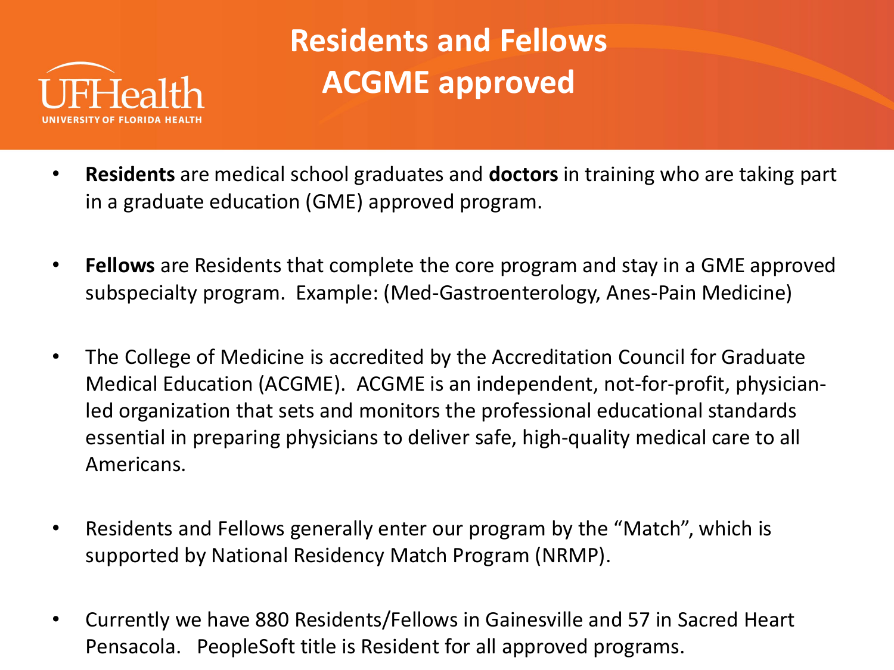# Residents and Fellows ACGME approved

- **Residents** are medical school graduates and **doctors** in training who are taking part in a graduate education (GME) approved program.

- **Fellows** are Residents that complete the core program and stay in a GME approved subspecialty program. Example: (Med-Gastroenterology, Anes-Pain Medicine)

- The College of Medicine is accredited by the Accreditation Council for Graduate Medical Education (ACGME). ACGME is an independent, not-for-profit, physician-led organization that sets and monitors the professional educational standards essential in preparing physicians to deliver safe, high-quality medical care to all Americans.

- Residents and Fellows generally enter our program by the "Match", which is supported by National Residency Match Program (NRMP).

- Currently we have 880 Residents/Fellows in Gainesville and 57 in Sacred Heart Pensacola. PeopleSoft title is Resident for all approved programs.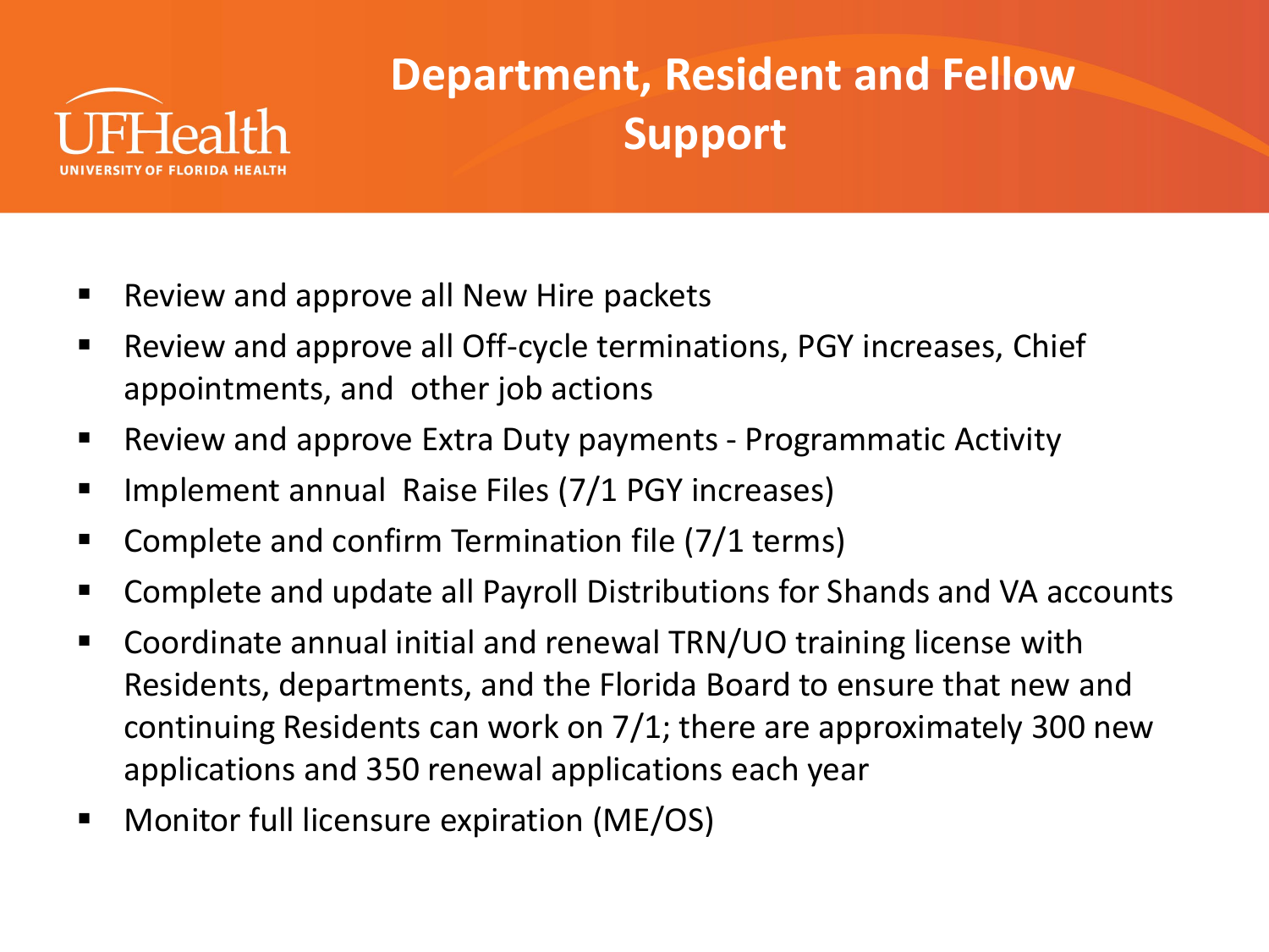# Department, Resident and Fellow Support

- Review and approve all New Hire packets
- Review and approve all Off-cycle terminations, PGY increases, Chief appointments, and other job actions
- Review and approve Extra Duty payments - Programmatic Activity
- Implement annual Raise Files (7/1 PGY increases)
- Complete and confirm Termination file (7/1 terms)
- Complete and update all Payroll Distributions for Shands and VA accounts
- Coordinate annual initial and renewal TRN/UO training license with Residents, departments, and the Florida Board to ensure that new and continuing Residents can work on 7/1; there are approximately 300 new applications and 350 renewal applications each year
- Monitor full licensure expiration (ME/OS)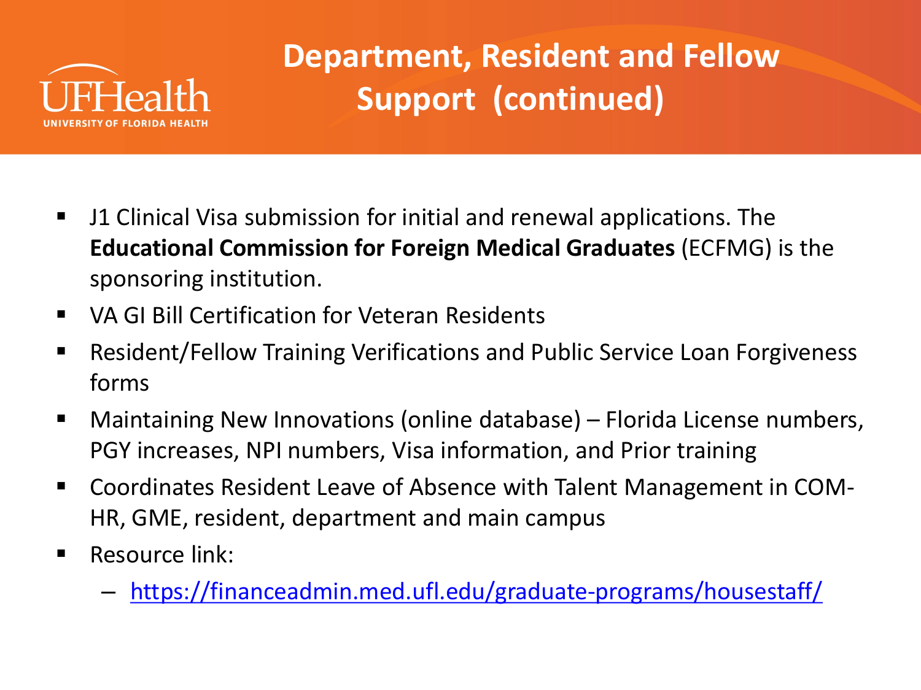# Department, Resident and Fellow Support (continued)

- J1 Clinical Visa submission for initial and renewal applications. The **Educational Commission for Foreign Medical Graduates** (ECFMG) is the sponsoring institution.
- VA GI Bill Certification for Veteran Residents
- Resident/Fellow Training Verifications and Public Service Loan Forgiveness forms
- Maintaining New Innovations (online database) – Florida License numbers, PGY increases, NPI numbers, Visa information, and Prior training
- Coordinates Resident Leave of Absence with Talent Management in COM-HR, GME, resident, department and main campus
- Resource link:
  - [https://financeadmin.med.ufl.edu/graduate-programs/housestaff/](https://financeadmin.med.ufl.edu/graduate-programs/housestaff/)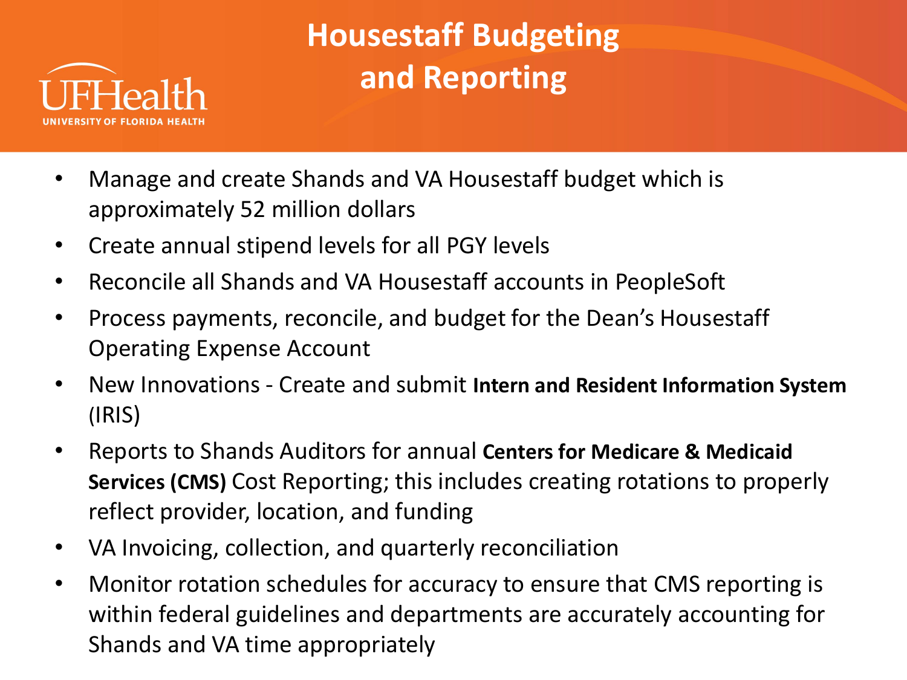# Housestaff Budgeting and Reporting

- Manage and create Shands and VA Housestaff budget which is approximately 52 million dollars
- Create annual stipend levels for all PGY levels
- Reconcile all Shands and VA Housestaff accounts in PeopleSoft
- Process payments, reconcile, and budget for the Dean's Housestaff Operating Expense Account
- New Innovations - Create and submit **Intern and Resident Information System** (IRIS)
- Reports to Shands Auditors for annual **Centers for Medicare & Medicaid Services (CMS)** Cost Reporting; this includes creating rotations to properly reflect provider, location, and funding
- VA Invoicing, collection, and quarterly reconciliation
- Monitor rotation schedules for accuracy to ensure that CMS reporting is within federal guidelines and departments are accurately accounting for Shands and VA time appropriately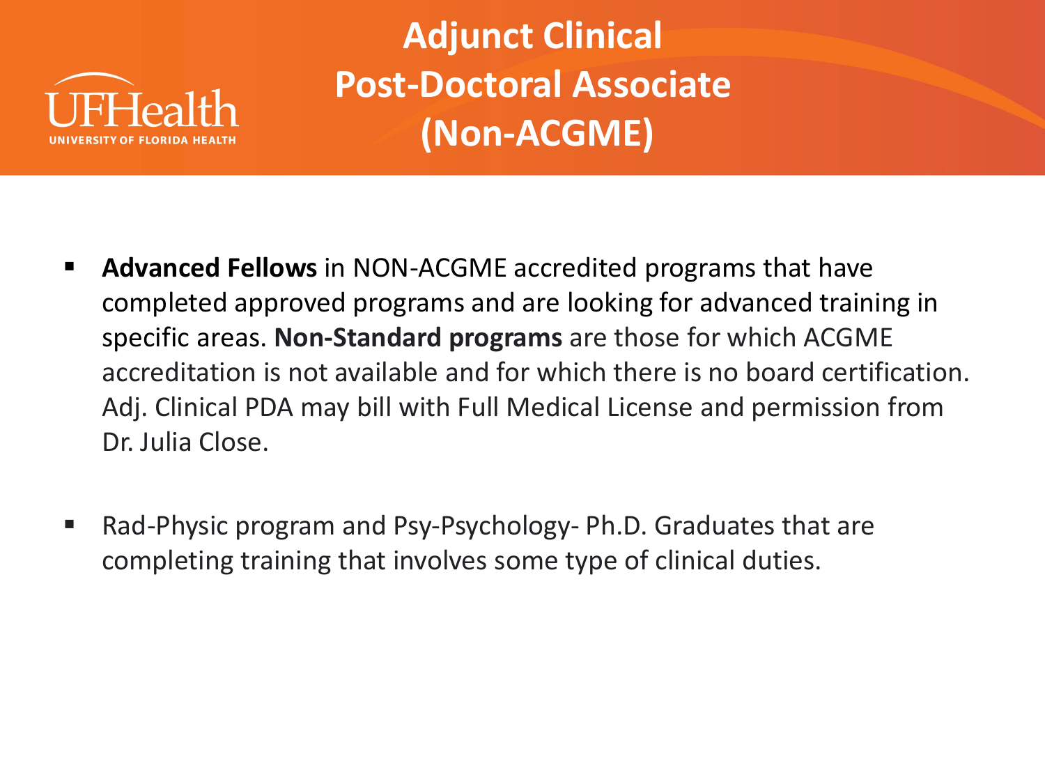# Adjunct Clinical Post-Doctoral Associate (Non-ACGME)

- **Advanced Fellows** in NON-ACGME accredited programs that have completed approved programs and are looking for advanced training in specific areas. **Non-Standard programs** are those for which ACGME accreditation is not available and for which there is no board certification. Adj. Clinical PDA may bill with Full Medical License and permission from Dr. Julia Close.

- Rad-Physic program and Psy-Psychology- Ph.D. Graduates that are completing training that involves some type of clinical duties.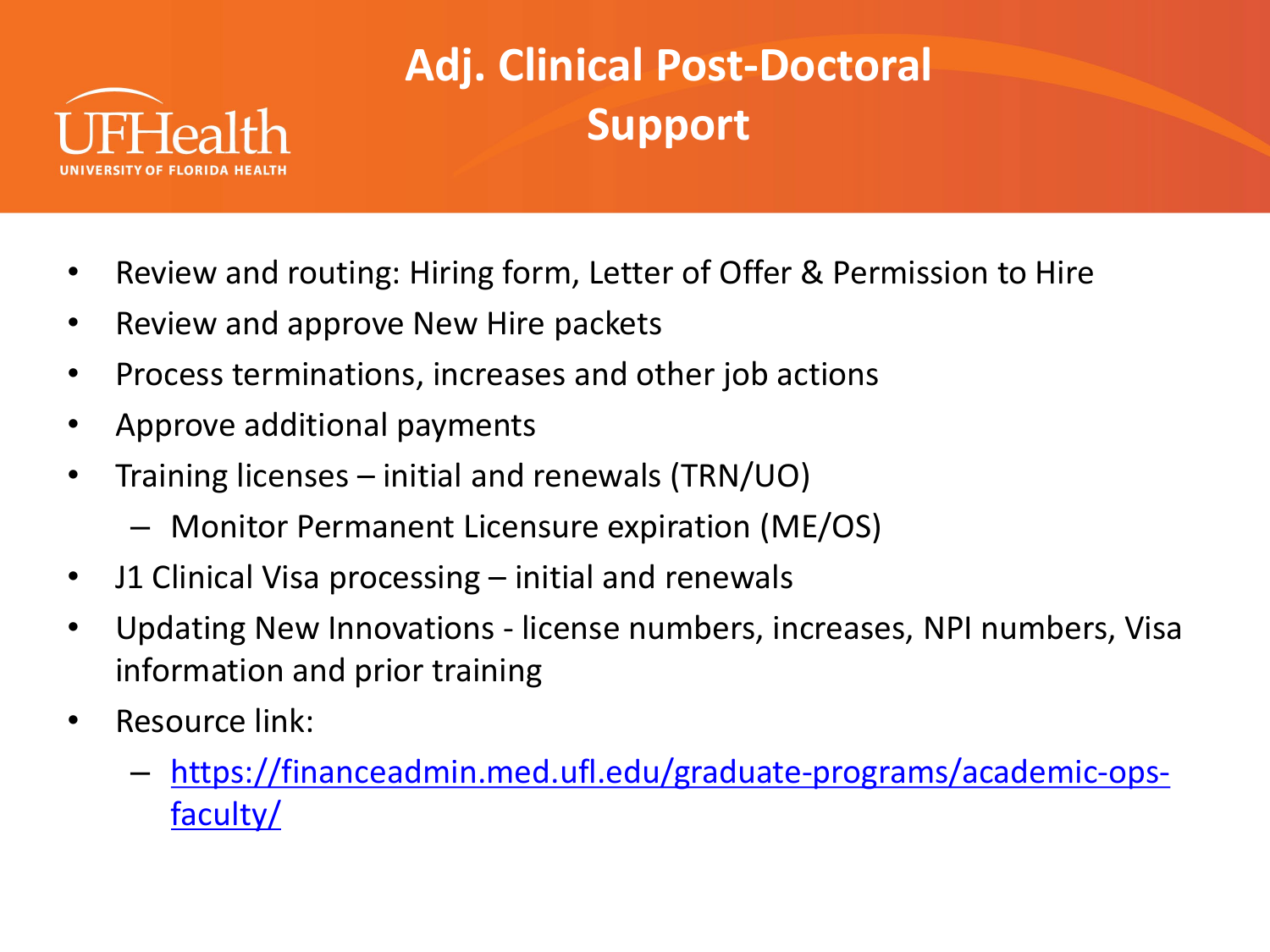# Adj. Clinical Post-Doctoral Support

- Review and routing: Hiring form, Letter of Offer & Permission to Hire
- Review and approve New Hire packets
- Process terminations, increases and other job actions
- Approve additional payments
- Training licenses – initial and renewals (TRN/UO)
  - Monitor Permanent Licensure expiration (ME/OS)
- J1 Clinical Visa processing – initial and renewals
- Updating New Innovations - license numbers, increases, NPI numbers, Visa information and prior training
- Resource link:
  - https://financeadmin.med.ufl.edu/graduate-programs/academic-ops-faculty/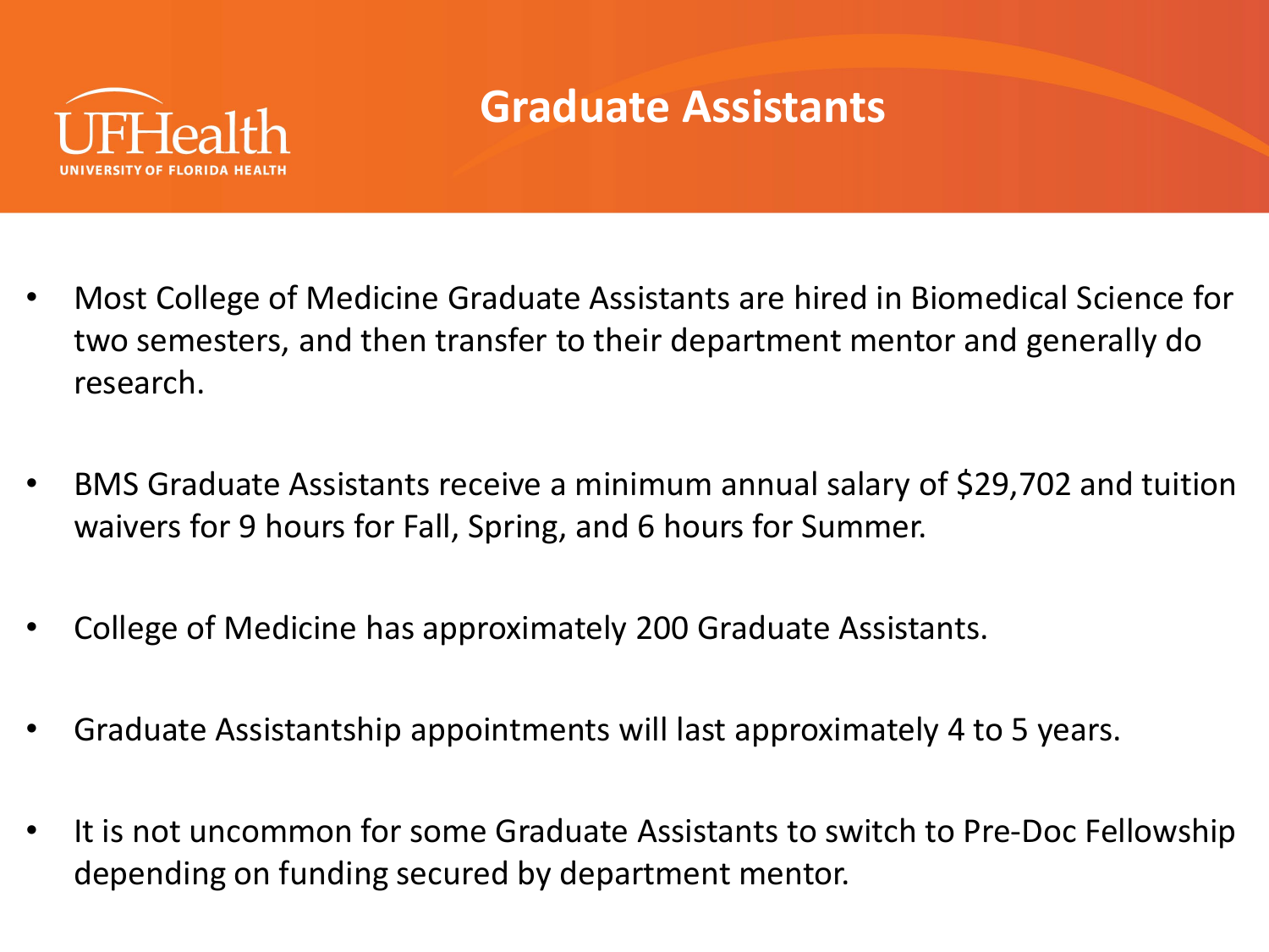# Graduate Assistants

- Most College of Medicine Graduate Assistants are hired in Biomedical Science for two semesters, and then transfer to their department mentor and generally do research.
- BMS Graduate Assistants receive a minimum annual salary of $29,702 and tuition waivers for 9 hours for Fall, Spring, and 6 hours for Summer.
- College of Medicine has approximately 200 Graduate Assistants.
- Graduate Assistantship appointments will last approximately 4 to 5 years.
- It is not uncommon for some Graduate Assistants to switch to Pre-Doc Fellowship depending on funding secured by department mentor.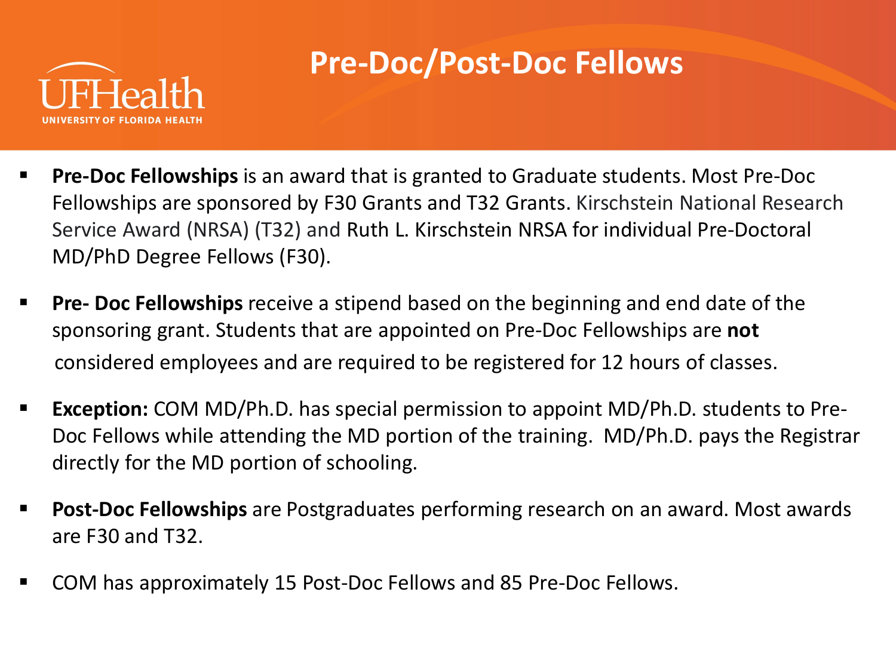# Pre-Doc/Post-Doc Fellows

- **Pre-Doc Fellowships** is an award that is granted to Graduate students. Most Pre-Doc Fellowships are sponsored by F30 Grants and T32 Grants. Kirschstein National Research Service Award (NRSA) (T32) and Ruth L. Kirschstein NRSA for individual Pre-Doctoral MD/PhD Degree Fellows (F30).
- **Pre- Doc Fellowships** receive a stipend based on the beginning and end date of the sponsoring grant. Students that are appointed on Pre-Doc Fellowships are **not** considered employees and are required to be registered for 12 hours of classes.
- **Exception:** COM MD/Ph.D. has special permission to appoint MD/Ph.D. students to Pre-Doc Fellows while attending the MD portion of the training. MD/Ph.D. pays the Registrar directly for the MD portion of schooling.
- **Post-Doc Fellowships** are Postgraduates performing research on an award. Most awards are F30 and T32.
- COM has approximately 15 Post-Doc Fellows and 85 Pre-Doc Fellows.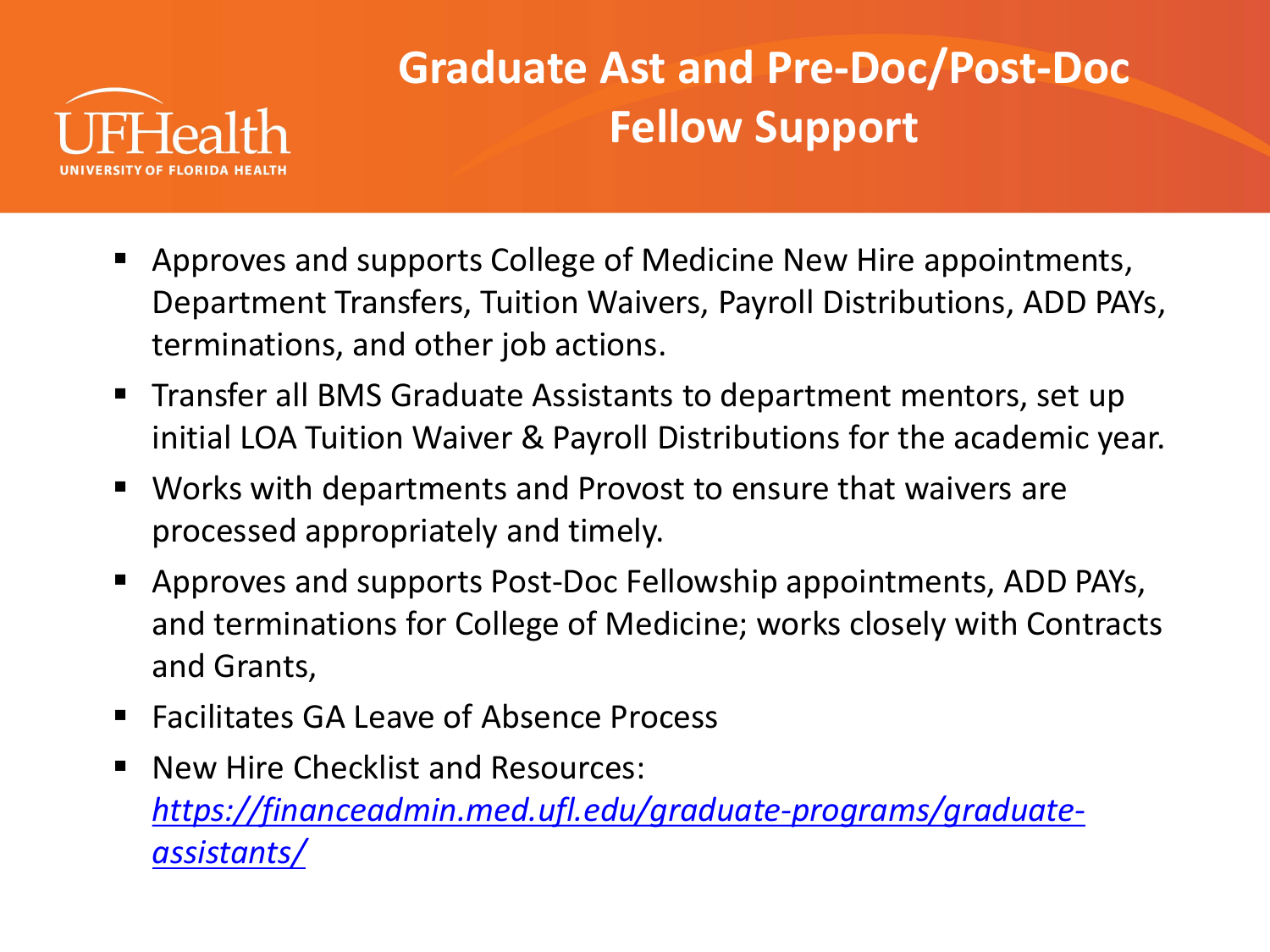# Graduate Ast and Pre-Doc/Post-Doc Fellow Support

- Approves and supports College of Medicine New Hire appointments, Department Transfers, Tuition Waivers, Payroll Distributions, ADD PAYs, terminations, and other job actions.
- Transfer all BMS Graduate Assistants to department mentors, set up initial LOA Tuition Waiver & Payroll Distributions for the academic year.
- Works with departments and Provost to ensure that waivers are processed appropriately and timely.
- Approves and supports Post-Doc Fellowship appointments, ADD PAYs, and terminations for College of Medicine; works closely with Contracts and Grants,
- Facilitates GA Leave of Absence Process
- New Hire Checklist and Resources: *https://financeadmin.med.ufl.edu/graduate-programs/graduate-assistants/*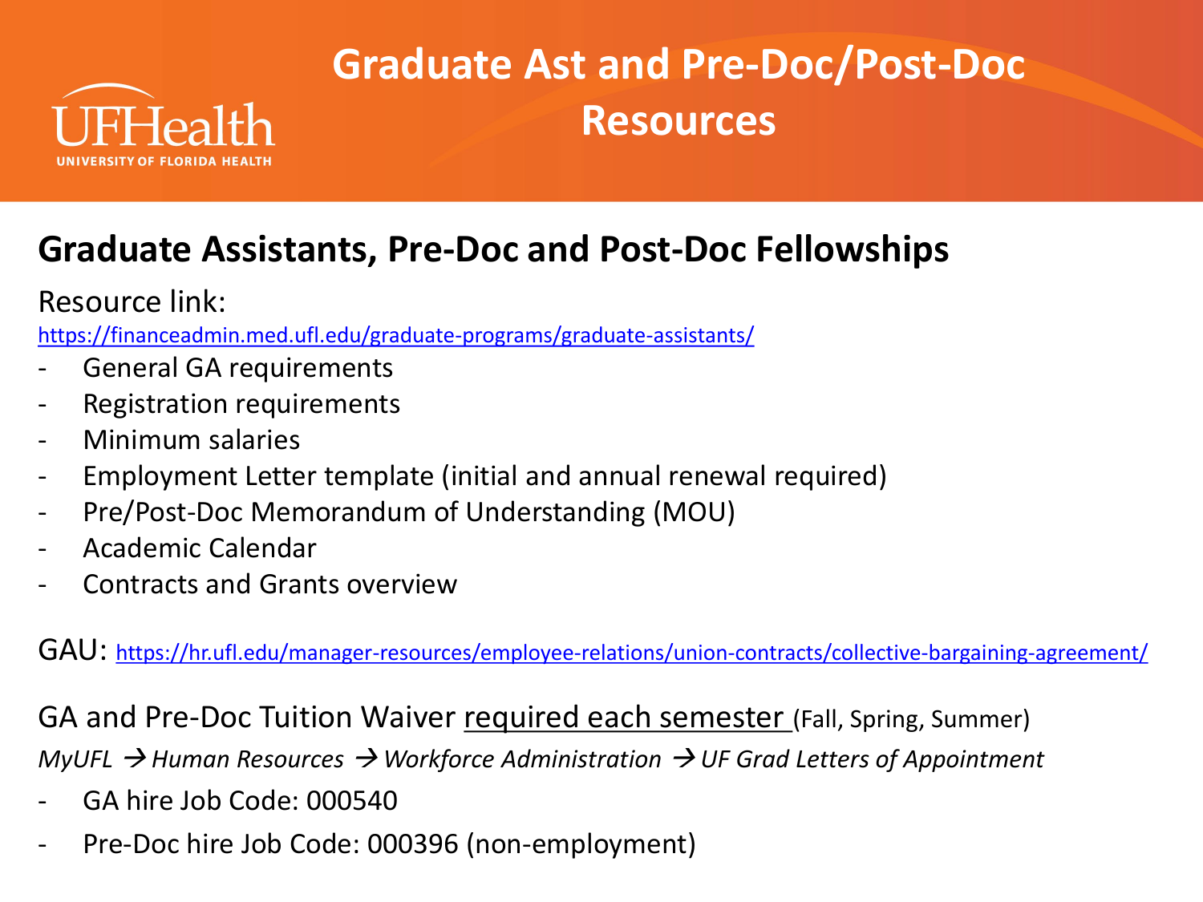# Graduate Ast and Pre-Doc/Post-Doc Resources

## Graduate Assistants, Pre-Doc and Post-Doc Fellowships

Resource link:
https://financeadmin.med.ufl.edu/graduate-programs/graduate-assistants/

- General GA requirements
- Registration requirements
- Minimum salaries
- Employment Letter template (initial and annual renewal required)
- Pre/Post-Doc Memorandum of Understanding (MOU)
- Academic Calendar
- Contracts and Grants overview

GAU: https://hr.ufl.edu/manager-resources/employee-relations/union-contracts/collective-bargaining-agreement/

GA and Pre-Doc Tuition Waiver <u>required each semester</u> (Fall, Spring, Summer)

*MyUFL → Human Resources → Workforce Administration → UF Grad Letters of Appointment*

- GA hire Job Code: 000540
- Pre-Doc hire Job Code: 000396 (non-employment)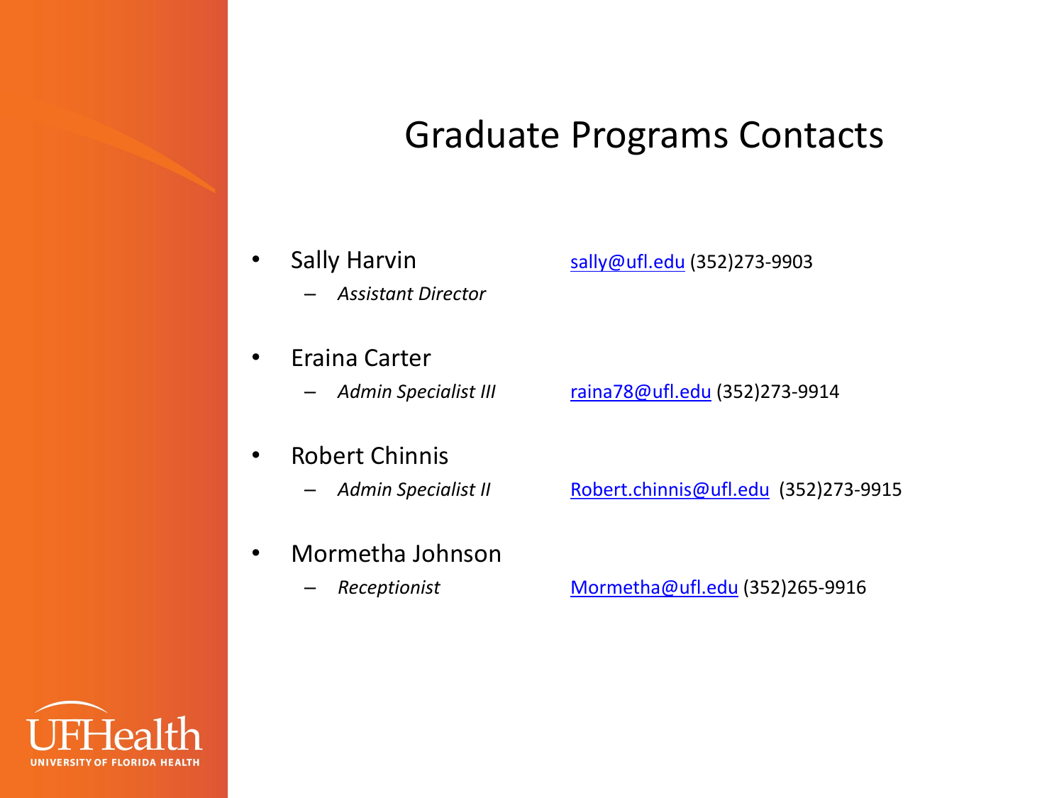# Graduate Programs Contacts

- Sally Harvin — sally@ufl.edu (352)273-9903
  - *Assistant Director*
- Eraina Carter
  - *Admin Specialist III* — raina78@ufl.edu (352)273-9914
- Robert Chinnis
  - *Admin Specialist II* — Robert.chinnis@ufl.edu (352)273-9915
- Mormetha Johnson
  - *Receptionist* — Mormetha@ufl.edu (352)265-9916

UFHealth
UNIVERSITY OF FLORIDA HEALTH